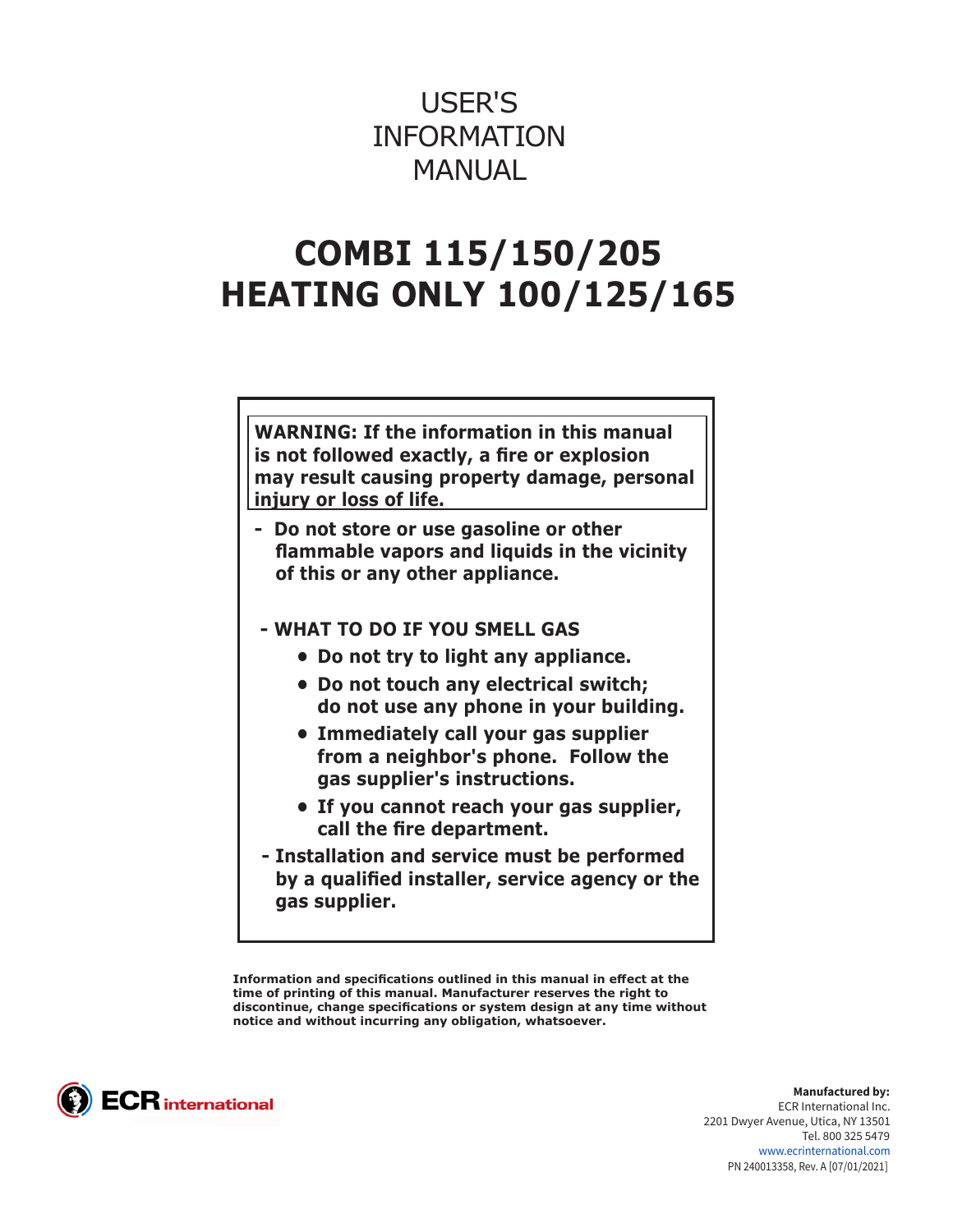# USER'S INFORMATION MANUAL

# COMBI 115/150/205
# HEATING ONLY 100/125/165

**WARNING: If the information in this manual is not followed exactly, a fire or explosion may result causing property damage, personal injury or loss of life.**

- **Do not store or use gasoline or other flammable vapors and liquids in the vicinity of this or any other appliance.**

- **WHAT TO DO IF YOU SMELL GAS**
  - **Do not try to light any appliance.**
  - **Do not touch any electrical switch; do not use any phone in your building.**
  - **Immediately call your gas supplier from a neighbor's phone. Follow the gas supplier's instructions.**
  - **If you cannot reach your gas supplier, call the fire department.**

- **Installation and service must be performed by a qualified installer, service agency or the gas supplier.**

**Information and specifications outlined in this manual in effect at the time of printing of this manual. Manufacturer reserves the right to discontinue, change specifications or system design at any time without notice and without incurring any obligation, whatsoever.**

ECR international

**Manufactured by:**
ECR International Inc.
2201 Dwyer Avenue, Utica, NY 13501
Tel. 800 325 5479
www.ecrinternational.com
PN 240013358, Rev. A [07/01/2021]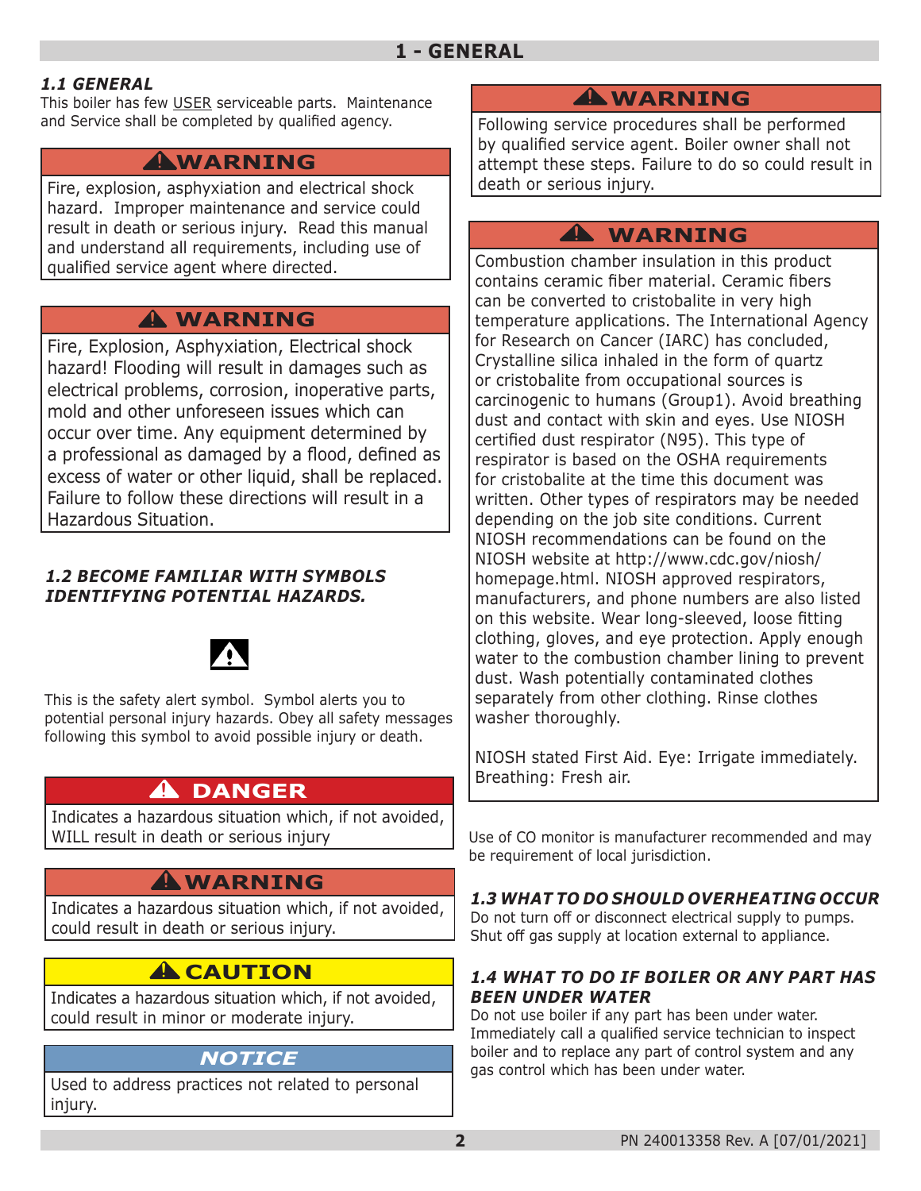# 1 - GENERAL

### *1.1 GENERAL*

This boiler has few USER serviceable parts. Maintenance and Service shall be completed by qualified agency.

**⚠WARNING**

Fire, explosion, asphyxiation and electrical shock hazard. Improper maintenance and service could result in death or serious injury. Read this manual and understand all requirements, including use of qualified service agent where directed.

**⚠ WARNING**

Fire, Explosion, Asphyxiation, Electrical shock hazard! Flooding will result in damages such as electrical problems, corrosion, inoperative parts, mold and other unforeseen issues which can occur over time. Any equipment determined by a professional as damaged by a flood, defined as excess of water or other liquid, shall be replaced. Failure to follow these directions will result in a Hazardous Situation.

### *1.2 BECOME FAMILIAR WITH SYMBOLS IDENTIFYING POTENTIAL HAZARDS.*

⚠

This is the safety alert symbol. Symbol alerts you to potential personal injury hazards. Obey all safety messages following this symbol to avoid possible injury or death.

**⚠ DANGER**

Indicates a hazardous situation which, if not avoided, WILL result in death or serious injury

**⚠WARNING**

Indicates a hazardous situation which, if not avoided, could result in death or serious injury.

**⚠CAUTION**

Indicates a hazardous situation which, if not avoided, could result in minor or moderate injury.

***NOTICE***

Used to address practices not related to personal injury.

**⚠WARNING**

Following service procedures shall be performed by qualified service agent. Boiler owner shall not attempt these steps. Failure to do so could result in death or serious injury.

**⚠ WARNING**

Combustion chamber insulation in this product contains ceramic fiber material. Ceramic fibers can be converted to cristobalite in very high temperature applications. The International Agency for Research on Cancer (IARC) has concluded, Crystalline silica inhaled in the form of quartz or cristobalite from occupational sources is carcinogenic to humans (Group1). Avoid breathing dust and contact with skin and eyes. Use NIOSH certified dust respirator (N95). This type of respirator is based on the OSHA requirements for cristobalite at the time this document was written. Other types of respirators may be needed depending on the job site conditions. Current NIOSH recommendations can be found on the NIOSH website at http://www.cdc.gov/niosh/homepage.html. NIOSH approved respirators, manufacturers, and phone numbers are also listed on this website. Wear long-sleeved, loose fitting clothing, gloves, and eye protection. Apply enough water to the combustion chamber lining to prevent dust. Wash potentially contaminated clothes separately from other clothing. Rinse clothes washer thoroughly.

NIOSH stated First Aid. Eye: Irrigate immediately. Breathing: Fresh air.

Use of CO monitor is manufacturer recommended and may be requirement of local jurisdiction.

### *1.3 WHAT TO DO SHOULD OVERHEATING OCCUR*

Do not turn off or disconnect electrical supply to pumps. Shut off gas supply at location external to appliance.

### *1.4 WHAT TO DO IF BOILER OR ANY PART HAS BEEN UNDER WATER*

Do not use boiler if any part has been under water. Immediately call a qualified service technician to inspect boiler and to replace any part of control system and any gas control which has been under water.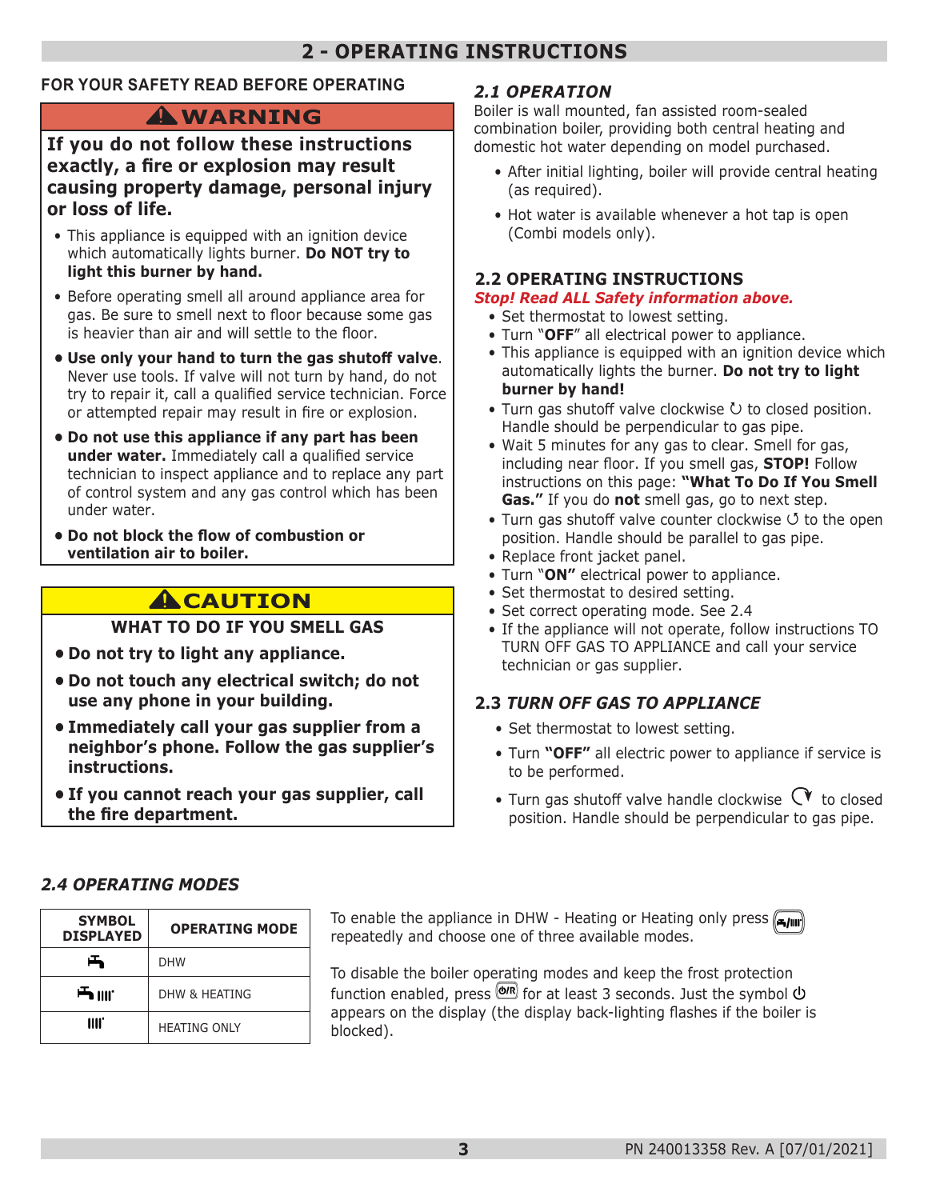# 2 - OPERATING INSTRUCTIONS

## FOR YOUR SAFETY READ BEFORE OPERATING

### ⚠WARNING

**If you do not follow these instructions exactly, a fire or explosion may result causing property damage, personal injury or loss of life.**

- This appliance is equipped with an ignition device which automatically lights burner. **Do NOT try to light this burner by hand.**
- Before operating smell all around appliance area for gas. Be sure to smell next to floor because some gas is heavier than air and will settle to the floor.
- **Use only your hand to turn the gas shutoff valve**. Never use tools. If valve will not turn by hand, do not try to repair it, call a qualified service technician. Force or attempted repair may result in fire or explosion.
- **Do not use this appliance if any part has been under water.** Immediately call a qualified service technician to inspect appliance and to replace any part of control system and any gas control which has been under water.
- **Do not block the flow of combustion or ventilation air to boiler.**

### ⚠CAUTION

**WHAT TO DO IF YOU SMELL GAS**

- **Do not try to light any appliance.**
- **Do not touch any electrical switch; do not use any phone in your building.**
- **Immediately call your gas supplier from a neighbor's phone. Follow the gas supplier's instructions.**
- **If you cannot reach your gas supplier, call the fire department.**

## *2.1 OPERATION*

Boiler is wall mounted, fan assisted room-sealed combination boiler, providing both central heating and domestic hot water depending on model purchased.

- After initial lighting, boiler will provide central heating (as required).
- Hot water is available whenever a hot tap is open (Combi models only).

## 2.2 OPERATING INSTRUCTIONS

***Stop! Read ALL Safety information above.***

- Set thermostat to lowest setting.
- Turn "**OFF**" all electrical power to appliance.
- This appliance is equipped with an ignition device which automatically lights the burner. **Do not try to light burner by hand!**
- Turn gas shutoff valve clockwise ↻ to closed position. Handle should be perpendicular to gas pipe.
- Wait 5 minutes for any gas to clear. Smell for gas, including near floor. If you smell gas, **STOP!** Follow instructions on this page: **"What To Do If You Smell Gas."** If you do **not** smell gas, go to next step.
- Turn gas shutoff valve counter clockwise ↺ to the open position. Handle should be parallel to gas pipe.
- Replace front jacket panel.
- Turn "**ON"** electrical power to appliance.
- Set thermostat to desired setting.
- Set correct operating mode. See 2.4
- If the appliance will not operate, follow instructions TO TURN OFF GAS TO APPLIANCE and call your service technician or gas supplier.

## 2.3 *TURN OFF GAS TO APPLIANCE*

- Set thermostat to lowest setting.
- Turn **"OFF"** all electric power to appliance if service is to be performed.
- Turn gas shutoff valve handle clockwise ↻ to closed position. Handle should be perpendicular to gas pipe.

## *2.4 OPERATING MODES*

| SYMBOL DISPLAYED | OPERATING MODE |
|---|---|
| (tap symbol) | DHW |
| (tap symbol) (radiator symbol) | DHW & HEATING |
| (radiator symbol) | HEATING ONLY |

To enable the appliance in DHW - Heating or Heating only press (DHW/heating button) repeatedly and choose one of three available modes.

To disable the boiler operating modes and keep the frost protection function enabled, press (Ø/R button) for at least 3 seconds. Just the symbol ⏻ appears on the display (the display back-lighting flashes if the boiler is blocked).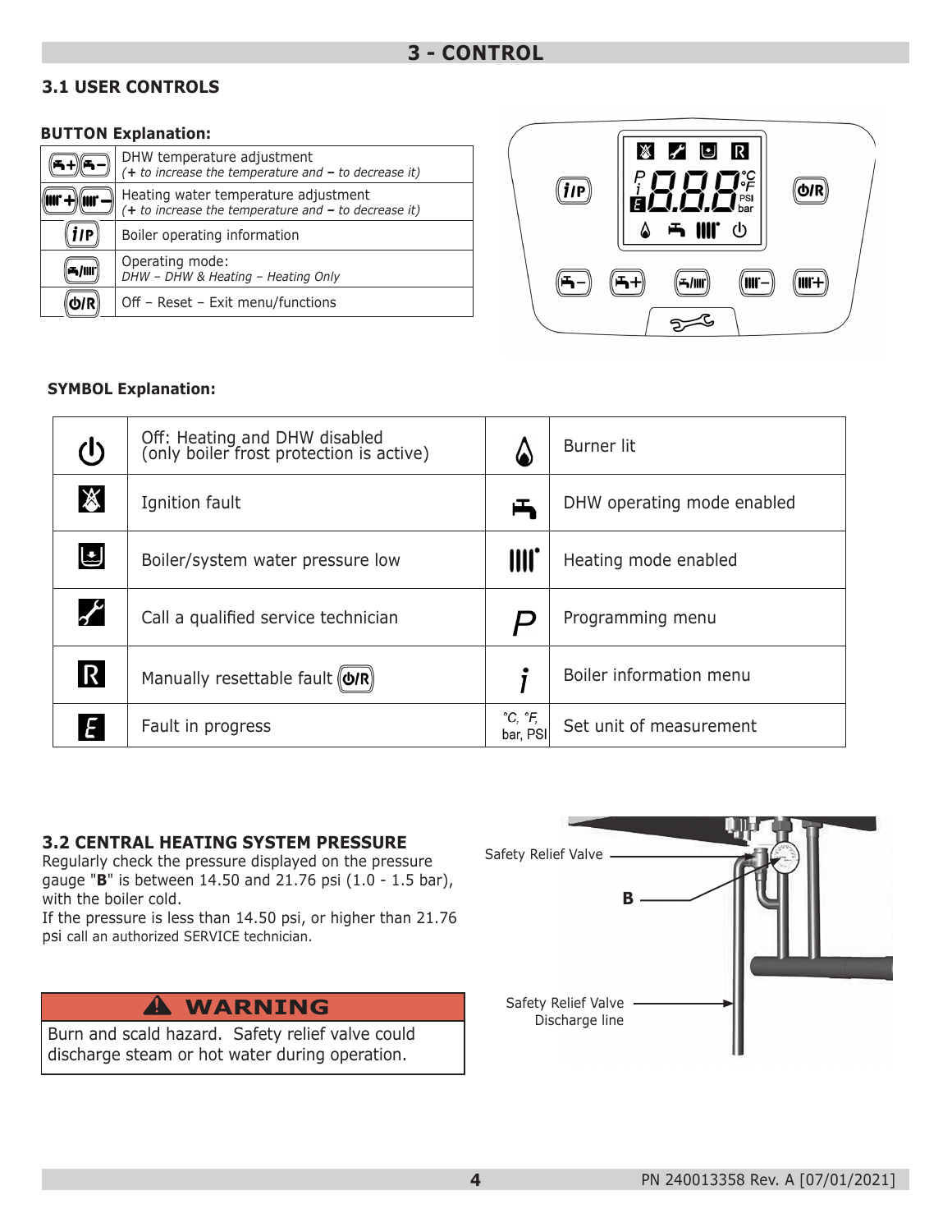# 3 - CONTROL

## 3.1 USER CONTROLS

**BUTTON Explanation:**

| Button | Explanation |
|---|---|
| (DHW+)(DHW–) | DHW temperature adjustment<br>*(**+** to increase the temperature and **–** to decrease it)* |
| (Heating+)(Heating–) | Heating water temperature adjustment<br>*(**+** to increase the temperature and **–** to decrease it)* |
| (i/P) | Boiler operating information |
| (DHW/Heating) | Operating mode:<br>*DHW – DHW & Heating – Heating Only* |
| (⏻/R) | Off – Reset – Exit menu/functions |

**SYMBOL Explanation:**

| Symbol | Explanation | Symbol | Explanation |
|---|---|---|---|
| ⏻ | Off: Heating and DHW disabled (only boiler frost protection is active) | Flame | Burner lit |
| Crossed flame | Ignition fault | Tap | DHW operating mode enabled |
| Pressure | Boiler/system water pressure low | Radiator | Heating mode enabled |
| Wrench | Call a qualified service technician | P | Programming menu |
| R | Manually resettable fault (⏻/R) | i | Boiler information menu |
| E | Fault in progress | °C, °F, bar, PSI | Set unit of measurement |

## 3.2 CENTRAL HEATING SYSTEM PRESSURE

Regularly check the pressure displayed on the pressure gauge "**B**" is between 14.50 and 21.76 psi (1.0 - 1.5 bar), with the boiler cold.

If the pressure is less than 14.50 psi, or higher than 21.76 psi call an authorized SERVICE technician.

Safety Relief Valve

B

Safety Relief Valve Discharge line

> **⚠ WARNING**
>
> Burn and scald hazard. Safety relief valve could discharge steam or hot water during operation.

PN 240013358 Rev. A [07/01/2021]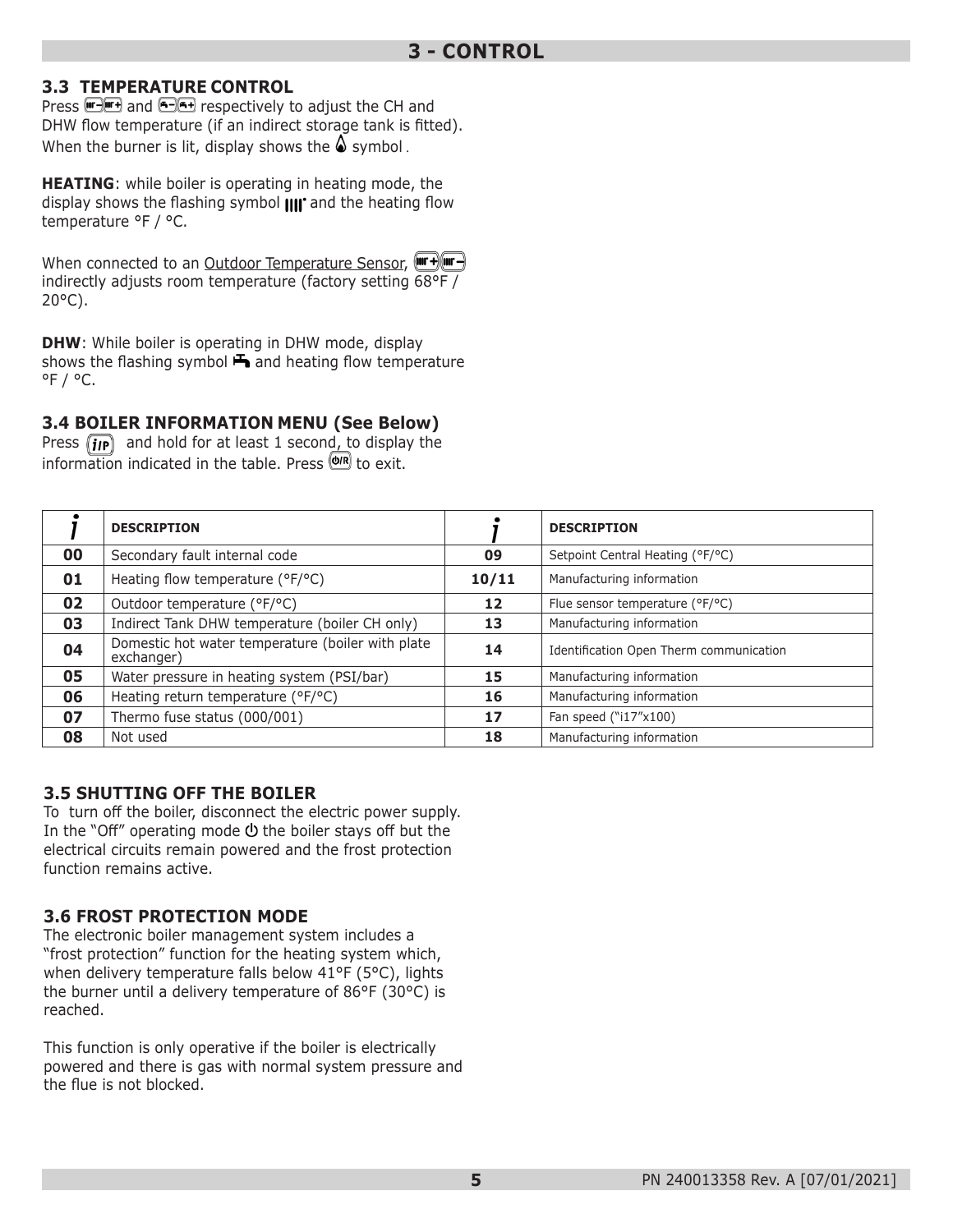## 3 - CONTROL

### 3.3 TEMPERATURE CONTROL

Press [CH–][CH+] and [DHW–][DHW+] respectively to adjust the CH and DHW flow temperature (if an indirect storage tank is fitted). When the burner is lit, display shows the 🔥 symbol.

**HEATING**: while boiler is operating in heating mode, the display shows the flashing symbol [radiator] and the heating flow temperature °F / °C.

When connected to an Outdoor Temperature Sensor, [CH+][CH–] indirectly adjusts room temperature (factory setting 68°F / 20°C).

**DHW**: While boiler is operating in DHW mode, display shows the flashing symbol [tap] and heating flow temperature °F / °C.

### 3.4 BOILER INFORMATION MENU (See Below)

Press [i/P] and hold for at least 1 second, to display the information indicated in the table. Press [⏻/R] to exit.

| *i* | DESCRIPTION | *i* | DESCRIPTION |
|---|---|---|---|
| **00** | Secondary fault internal code | **09** | Setpoint Central Heating (°F/°C) |
| **01** | Heating flow temperature (°F/°C) | **10/11** | Manufacturing information |
| **02** | Outdoor temperature (°F/°C) | **12** | Flue sensor temperature (°F/°C) |
| **03** | Indirect Tank DHW temperature (boiler CH only) | **13** | Manufacturing information |
| **04** | Domestic hot water temperature (boiler with plate exchanger) | **14** | Identification Open Therm communication |
| **05** | Water pressure in heating system (PSI/bar) | **15** | Manufacturing information |
| **06** | Heating return temperature (°F/°C) | **16** | Manufacturing information |
| **07** | Thermo fuse status (000/001) | **17** | Fan speed ("i17"x100) |
| **08** | Not used | **18** | Manufacturing information |

### 3.5 SHUTTING OFF THE BOILER

To turn off the boiler, disconnect the electric power supply. In the "Off" operating mode ⏻ the boiler stays off but the electrical circuits remain powered and the frost protection function remains active.

### 3.6 FROST PROTECTION MODE

The electronic boiler management system includes a "frost protection" function for the heating system which, when delivery temperature falls below 41°F (5°C), lights the burner until a delivery temperature of 86°F (30°C) is reached.

This function is only operative if the boiler is electrically powered and there is gas with normal system pressure and the flue is not blocked.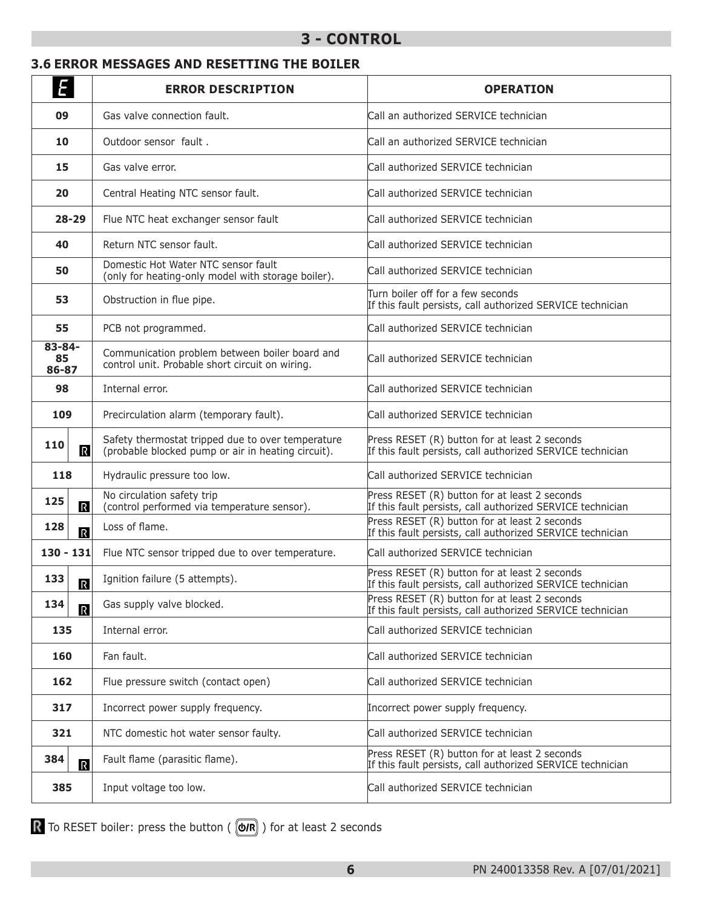# 3 - CONTROL

## 3.6 ERROR MESSAGES AND RESETTING THE BOILER

| E | ERROR DESCRIPTION | OPERATION |
|---|---|---|
| 09 | Gas valve connection fault. | Call an authorized SERVICE technician |
| 10 | Outdoor sensor fault . | Call an authorized SERVICE technician |
| 15 | Gas valve error. | Call authorized SERVICE technician |
| 20 | Central Heating NTC sensor fault. | Call authorized SERVICE technician |
| 28-29 | Flue NTC heat exchanger sensor fault | Call authorized SERVICE technician |
| 40 | Return NTC sensor fault. | Call authorized SERVICE technician |
| 50 | Domestic Hot Water NTC sensor fault (only for heating-only model with storage boiler). | Call authorized SERVICE technician |
| 53 | Obstruction in flue pipe. | Turn boiler off for a few seconds If this fault persists, call authorized SERVICE technician |
| 55 | PCB not programmed. | Call authorized SERVICE technician |
| 83-84-85 86-87 | Communication problem between boiler board and control unit. Probable short circuit on wiring. | Call authorized SERVICE technician |
| 98 | Internal error. | Call authorized SERVICE technician |
| 109 | Precirculation alarm (temporary fault). | Call authorized SERVICE technician |
| 110 R | Safety thermostat tripped due to over temperature (probable blocked pump or air in heating circuit). | Press RESET (R) button for at least 2 seconds If this fault persists, call authorized SERVICE technician |
| 118 | Hydraulic pressure too low. | Call authorized SERVICE technician |
| 125 R | No circulation safety trip (control performed via temperature sensor). | Press RESET (R) button for at least 2 seconds If this fault persists, call authorized SERVICE technician |
| 128 R | Loss of flame. | Press RESET (R) button for at least 2 seconds If this fault persists, call authorized SERVICE technician |
| 130 - 131 | Flue NTC sensor tripped due to over temperature. | Call authorized SERVICE technician |
| 133 R | Ignition failure (5 attempts). | Press RESET (R) button for at least 2 seconds If this fault persists, call authorized SERVICE technician |
| 134 R | Gas supply valve blocked. | Press RESET (R) button for at least 2 seconds If this fault persists, call authorized SERVICE technician |
| 135 | Internal error. | Call authorized SERVICE technician |
| 160 | Fan fault. | Call authorized SERVICE technician |
| 162 | Flue pressure switch (contact open) | Call authorized SERVICE technician |
| 317 | Incorrect power supply frequency. | Incorrect power supply frequency. |
| 321 | NTC domestic hot water sensor faulty. | Call authorized SERVICE technician |
| 384 R | Fault flame (parasitic flame). | Press RESET (R) button for at least 2 seconds If this fault persists, call authorized SERVICE technician |
| 385 | Input voltage too low. | Call authorized SERVICE technician |

R To RESET boiler: press the button ( ⏻/R ) for at least 2 seconds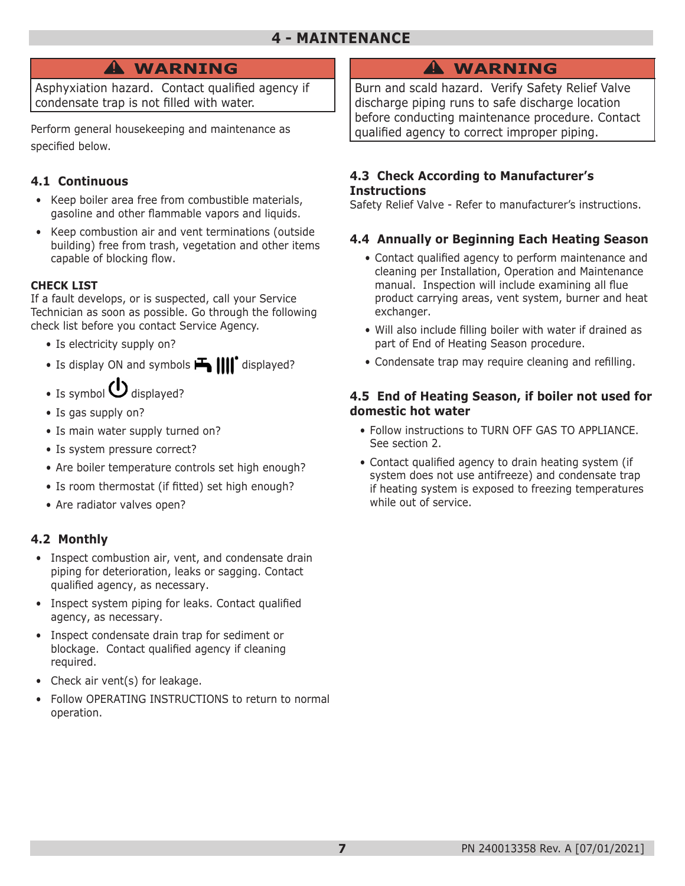# 4 - MAINTENANCE

**⚠ WARNING**

Asphyxiation hazard. Contact qualified agency if condensate trap is not filled with water.

Perform general housekeeping and maintenance as specified below.

## 4.1 Continuous

- Keep boiler area free from combustible materials, gasoline and other flammable vapors and liquids.
- Keep combustion air and vent terminations (outside building) free from trash, vegetation and other items capable of blocking flow.

**CHECK LIST**

If a fault develops, or is suspected, call your Service Technician as soon as possible. Go through the following check list before you contact Service Agency.

- Is electricity supply on?
- Is display ON and symbols displayed?
- Is symbol displayed?
- Is gas supply on?
- Is main water supply turned on?
- Is system pressure correct?
- Are boiler temperature controls set high enough?
- Is room thermostat (if fitted) set high enough?
- Are radiator valves open?

## 4.2 Monthly

- Inspect combustion air, vent, and condensate drain piping for deterioration, leaks or sagging. Contact qualified agency, as necessary.
- Inspect system piping for leaks. Contact qualified agency, as necessary.
- Inspect condensate drain trap for sediment or blockage. Contact qualified agency if cleaning required.
- Check air vent(s) for leakage.
- Follow OPERATING INSTRUCTIONS to return to normal operation.

**⚠ WARNING**

Burn and scald hazard. Verify Safety Relief Valve discharge piping runs to safe discharge location before conducting maintenance procedure. Contact qualified agency to correct improper piping.

## 4.3 Check According to Manufacturer's Instructions

Safety Relief Valve - Refer to manufacturer's instructions.

## 4.4 Annually or Beginning Each Heating Season

- Contact qualified agency to perform maintenance and cleaning per Installation, Operation and Maintenance manual. Inspection will include examining all flue product carrying areas, vent system, burner and heat exchanger.
- Will also include filling boiler with water if drained as part of End of Heating Season procedure.
- Condensate trap may require cleaning and refilling.

## 4.5 End of Heating Season, if boiler not used for domestic hot water

- Follow instructions to TURN OFF GAS TO APPLIANCE. See section 2.
- Contact qualified agency to drain heating system (if system does not use antifreeze) and condensate trap if heating system is exposed to freezing temperatures while out of service.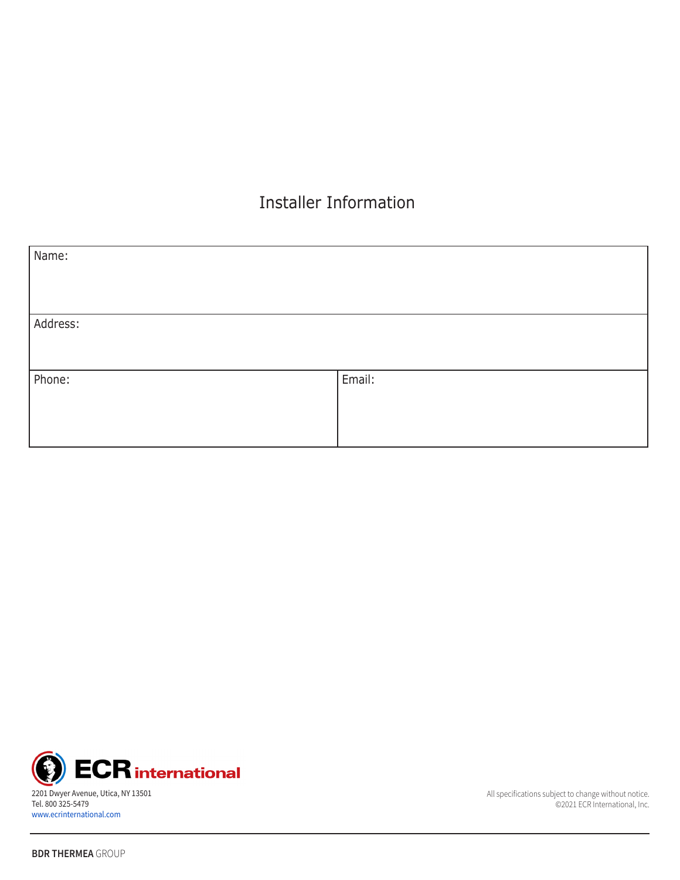# Installer Information

| | |
|---|---|
| Name: | |
| Address: | |
| Phone: | Email: |

ECR international

2201 Dwyer Avenue, Utica, NY 13501
Tel. 800 325-5479
www.ecrinternational.com

All specifications subject to change without notice.
©2021 ECR International, Inc.

**BDR THERMEA** GROUP